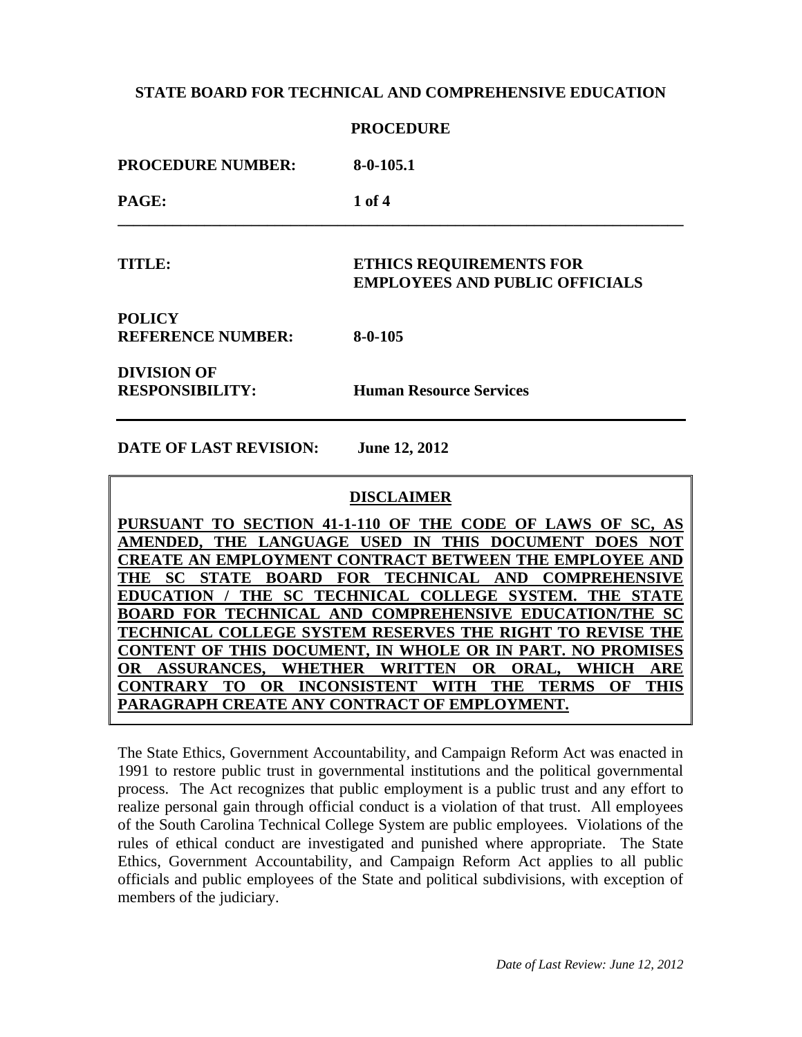**STATE BOARD FOR TECHNICAL AND COMPREHENSIVE EDUCATION**

**PROCEDURE**

| | |
|---|---|
| **PROCEDURE NUMBER:** | **8-0-105.1** |
| **PAGE:** | **1 of 4** |
| **TITLE:** | **ETHICS REQUIREMENTS FOR EMPLOYEES AND PUBLIC OFFICIALS** |
| **POLICY REFERENCE NUMBER:** | **8-0-105** |
| **DIVISION OF RESPONSIBILITY:** | **Human Resource Services** |

**DATE OF LAST REVISION:** **June 12, 2012**

**DISCLAIMER**

**PURSUANT TO SECTION 41-1-110 OF THE CODE OF LAWS OF SC, AS AMENDED, THE LANGUAGE USED IN THIS DOCUMENT DOES NOT CREATE AN EMPLOYMENT CONTRACT BETWEEN THE EMPLOYEE AND THE SC STATE BOARD FOR TECHNICAL AND COMPREHENSIVE EDUCATION / THE SC TECHNICAL COLLEGE SYSTEM. THE STATE BOARD FOR TECHNICAL AND COMPREHENSIVE EDUCATION/THE SC TECHNICAL COLLEGE SYSTEM RESERVES THE RIGHT TO REVISE THE CONTENT OF THIS DOCUMENT, IN WHOLE OR IN PART. NO PROMISES OR ASSURANCES, WHETHER WRITTEN OR ORAL, WHICH ARE CONTRARY TO OR INCONSISTENT WITH THE TERMS OF THIS PARAGRAPH CREATE ANY CONTRACT OF EMPLOYMENT.**

The State Ethics, Government Accountability, and Campaign Reform Act was enacted in 1991 to restore public trust in governmental institutions and the political governmental process. The Act recognizes that public employment is a public trust and any effort to realize personal gain through official conduct is a violation of that trust. All employees of the South Carolina Technical College System are public employees. Violations of the rules of ethical conduct are investigated and punished where appropriate. The State Ethics, Government Accountability, and Campaign Reform Act applies to all public officials and public employees of the State and political subdivisions, with exception of members of the judiciary.

*Date of Last Review: June 12, 2012*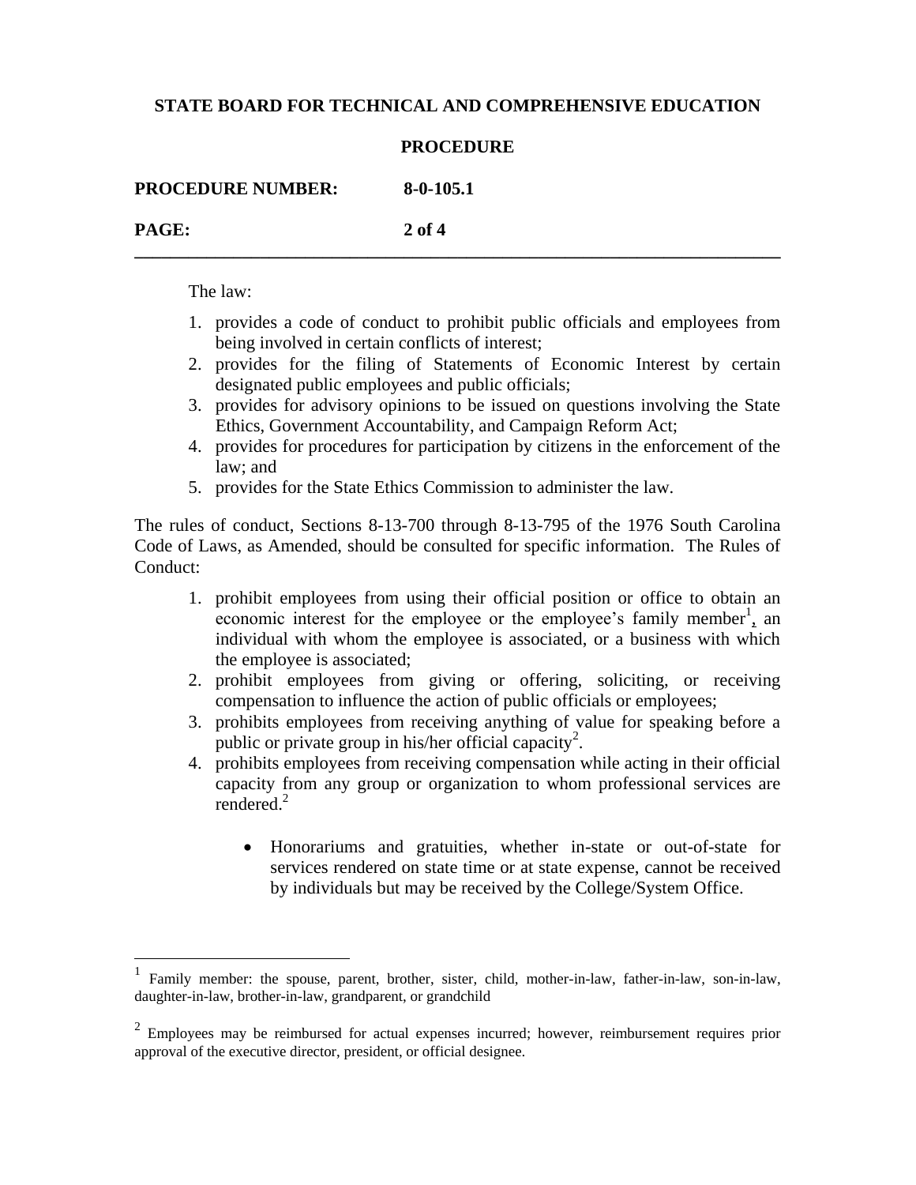The law:

1. provides a code of conduct to prohibit public officials and employees from being involved in certain conflicts of interest;
2. provides for the filing of Statements of Economic Interest by certain designated public employees and public officials;
3. provides for advisory opinions to be issued on questions involving the State Ethics, Government Accountability, and Campaign Reform Act;
4. provides for procedures for participation by citizens in the enforcement of the law; and
5. provides for the State Ethics Commission to administer the law.

The rules of conduct, Sections 8-13-700 through 8-13-795 of the 1976 South Carolina Code of Laws, as Amended, should be consulted for specific information. The Rules of Conduct:

1. prohibit employees from using their official position or office to obtain an economic interest for the employee or the employee's family member[1], an individual with whom the employee is associated, or a business with which the employee is associated;
2. prohibit employees from giving or offering, soliciting, or receiving compensation to influence the action of public officials or employees;
3. prohibits employees from receiving anything of value for speaking before a public or private group in his/her official capacity[2].
4. prohibits employees from receiving compensation while acting in their official capacity from any group or organization to whom professional services are rendered.[2]

    - Honorariums and gratuities, whether in-state or out-of-state for services rendered on state time or at state expense, cannot be received by individuals but may be received by the College/System Office.

---

[1] Family member: the spouse, parent, brother, sister, child, mother-in-law, father-in-law, son-in-law, daughter-in-law, brother-in-law, grandparent, or grandchild

[2] Employees may be reimbursed for actual expenses incurred; however, reimbursement requires prior approval of the executive director, president, or official designee.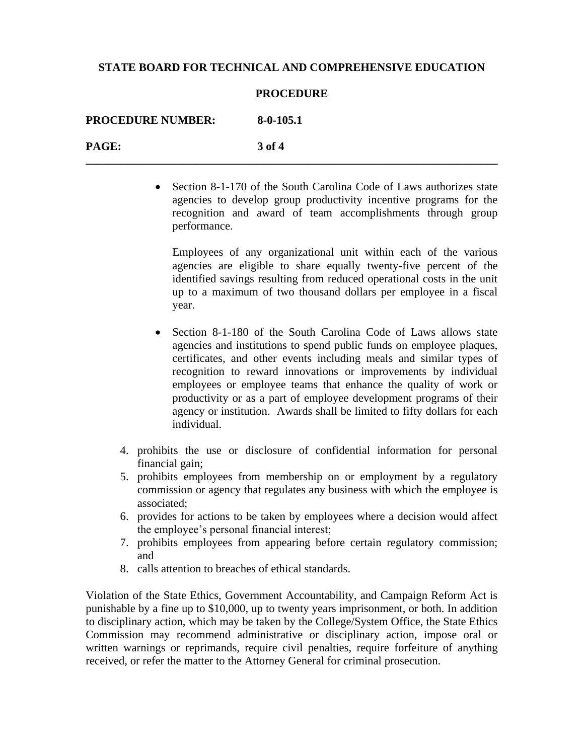- Section 8-1-170 of the South Carolina Code of Laws authorizes state agencies to develop group productivity incentive programs for the recognition and award of team accomplishments through group performance.

  Employees of any organizational unit within each of the various agencies are eligible to share equally twenty-five percent of the identified savings resulting from reduced operational costs in the unit up to a maximum of two thousand dollars per employee in a fiscal year.

- Section 8-1-180 of the South Carolina Code of Laws allows state agencies and institutions to spend public funds on employee plaques, certificates, and other events including meals and similar types of recognition to reward innovations or improvements by individual employees or employee teams that enhance the quality of work or productivity or as a part of employee development programs of their agency or institution. Awards shall be limited to fifty dollars for each individual.

4. prohibits the use or disclosure of confidential information for personal financial gain;
5. prohibits employees from membership on or employment by a regulatory commission or agency that regulates any business with which the employee is associated;
6. provides for actions to be taken by employees where a decision would affect the employee's personal financial interest;
7. prohibits employees from appearing before certain regulatory commission; and
8. calls attention to breaches of ethical standards.

Violation of the State Ethics, Government Accountability, and Campaign Reform Act is punishable by a fine up to $10,000, up to twenty years imprisonment, or both. In addition to disciplinary action, which may be taken by the College/System Office, the State Ethics Commission may recommend administrative or disciplinary action, impose oral or written warnings or reprimands, require civil penalties, require forfeiture of anything received, or refer the matter to the Attorney General for criminal prosecution.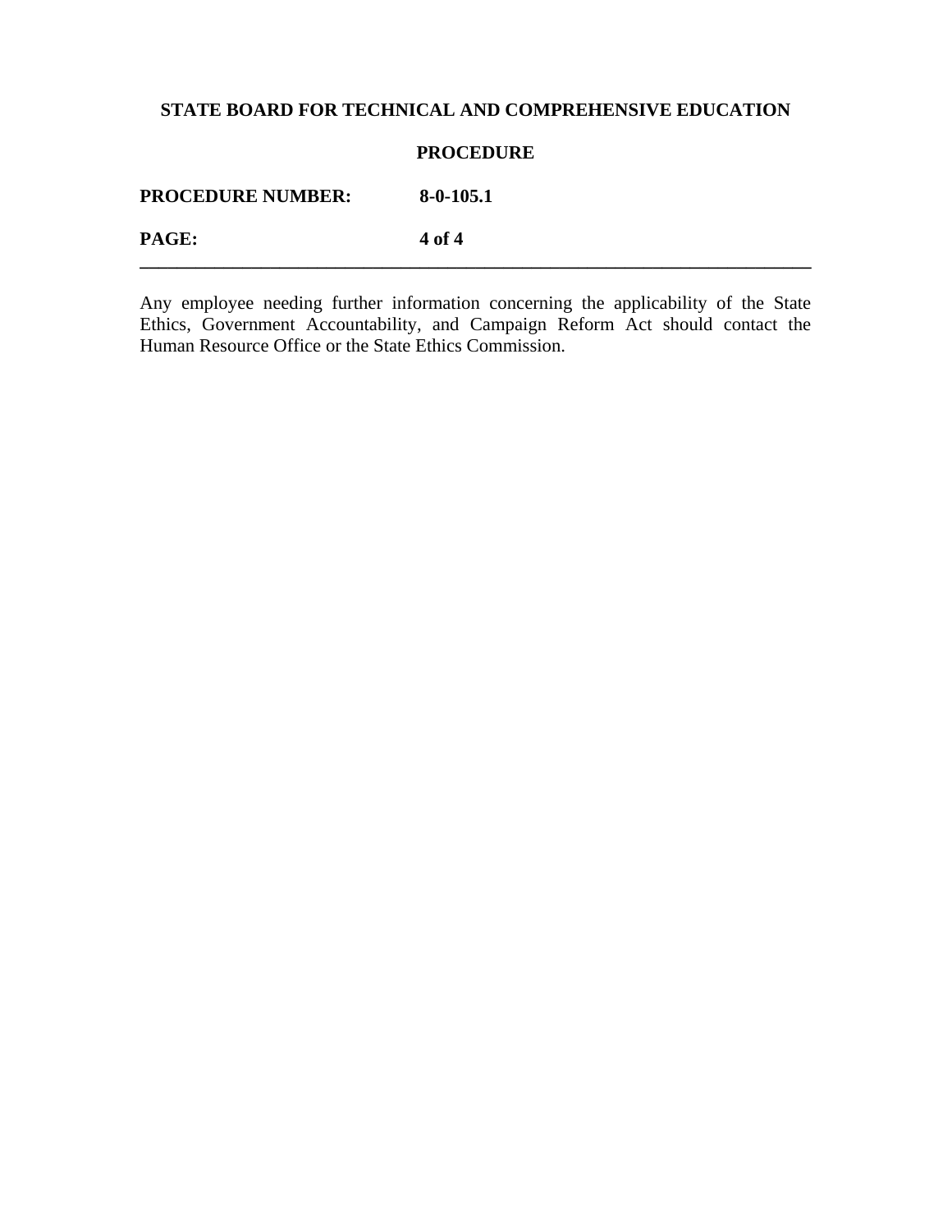Any employee needing further information concerning the applicability of the State Ethics, Government Accountability, and Campaign Reform Act should contact the Human Resource Office or the State Ethics Commission.